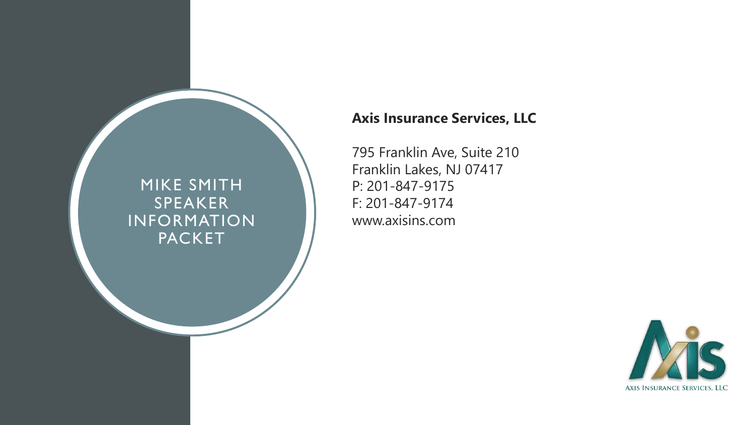# MIKE SMITH SPEAKER INFORMATION PACKET

**Axis Insurance Services, LLC**

795 Franklin Ave, Suite 210
Franklin Lakes, NJ 07417
P: 201-847-9175
F: 201-847-9174
www.axisins.com

AXIS INSURANCE SERVICES, LLC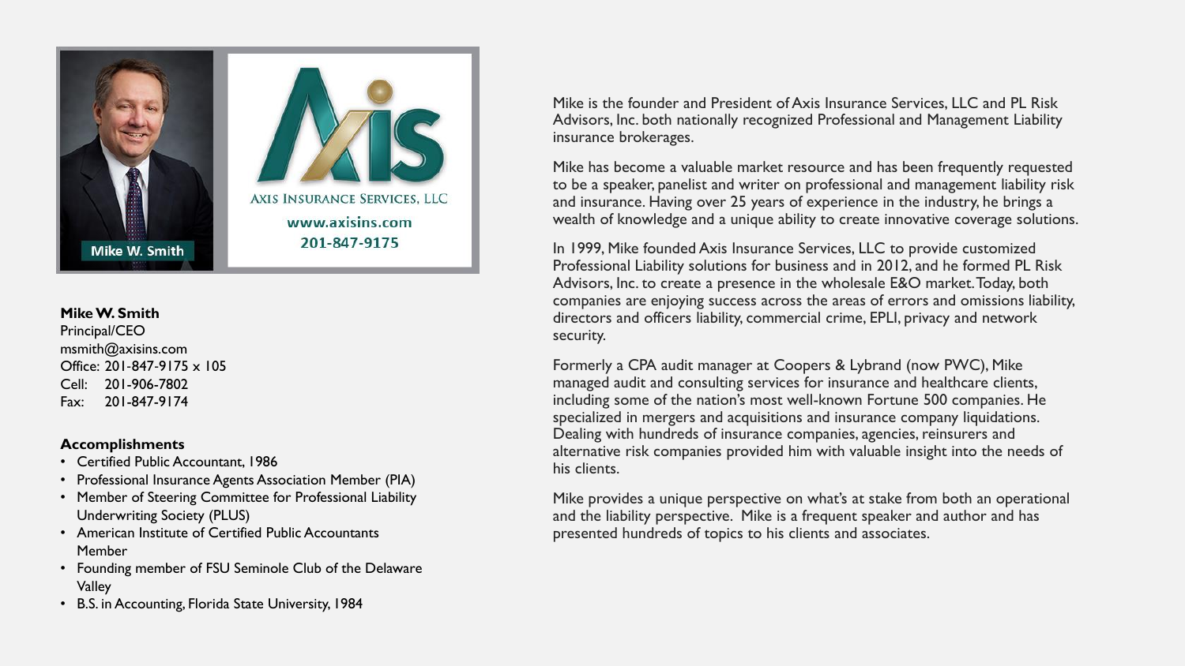Mike W. Smith

AXIS INSURANCE SERVICES, LLC

www.axisins.com

201-847-9175

**Mike W. Smith**
Principal/CEO
msmith@axisins.com
Office: 201-847-9175 x 105
Cell: 201-906-7802
Fax: 201-847-9174

**Accomplishments**

- Certified Public Accountant, 1986
- Professional Insurance Agents Association Member (PIA)
- Member of Steering Committee for Professional Liability Underwriting Society (PLUS)
- American Institute of Certified Public Accountants Member
- Founding member of FSU Seminole Club of the Delaware Valley
- B.S. in Accounting, Florida State University, 1984

Mike is the founder and President of Axis Insurance Services, LLC and PL Risk Advisors, Inc. both nationally recognized Professional and Management Liability insurance brokerages.

Mike has become a valuable market resource and has been frequently requested to be a speaker, panelist and writer on professional and management liability risk and insurance. Having over 25 years of experience in the industry, he brings a wealth of knowledge and a unique ability to create innovative coverage solutions.

In 1999, Mike founded Axis Insurance Services, LLC to provide customized Professional Liability solutions for business and in 2012, and he formed PL Risk Advisors, Inc. to create a presence in the wholesale E&O market. Today, both companies are enjoying success across the areas of errors and omissions liability, directors and officers liability, commercial crime, EPLI, privacy and network security.

Formerly a CPA audit manager at Coopers & Lybrand (now PWC), Mike managed audit and consulting services for insurance and healthcare clients, including some of the nation's most well-known Fortune 500 companies. He specialized in mergers and acquisitions and insurance company liquidations. Dealing with hundreds of insurance companies, agencies, reinsurers and alternative risk companies provided him with valuable insight into the needs of his clients.

Mike provides a unique perspective on what's at stake from both an operational and the liability perspective. Mike is a frequent speaker and author and has presented hundreds of topics to his clients and associates.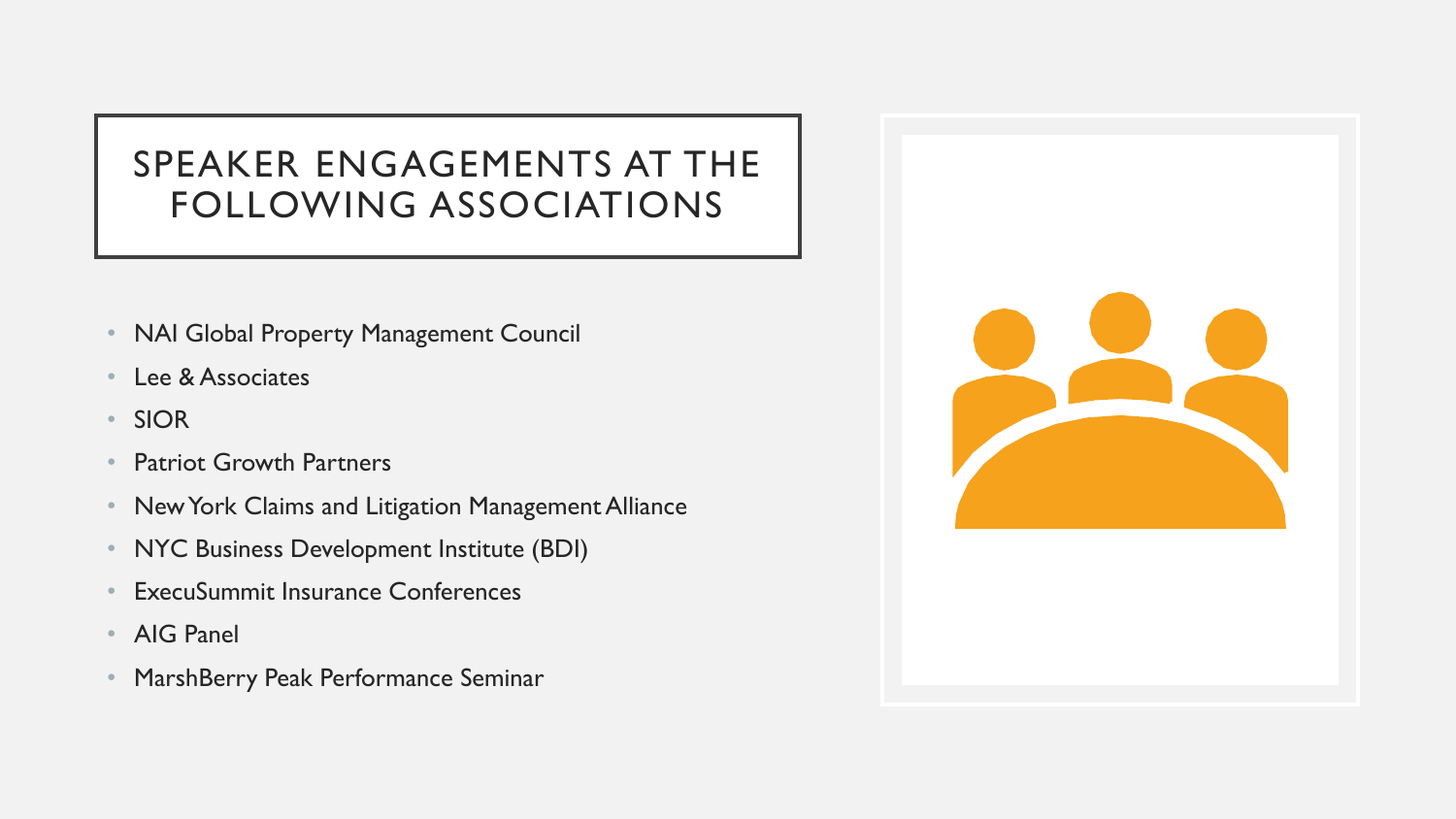# SPEAKER ENGAGEMENTS AT THE FOLLOWING ASSOCIATIONS

- NAI Global Property Management Council
- Lee & Associates
- SIOR
- Patriot Growth Partners
- New York Claims and Litigation Management Alliance
- NYC Business Development Institute (BDI)
- ExecuSummit Insurance Conferences
- AIG Panel
- MarshBerry Peak Performance Seminar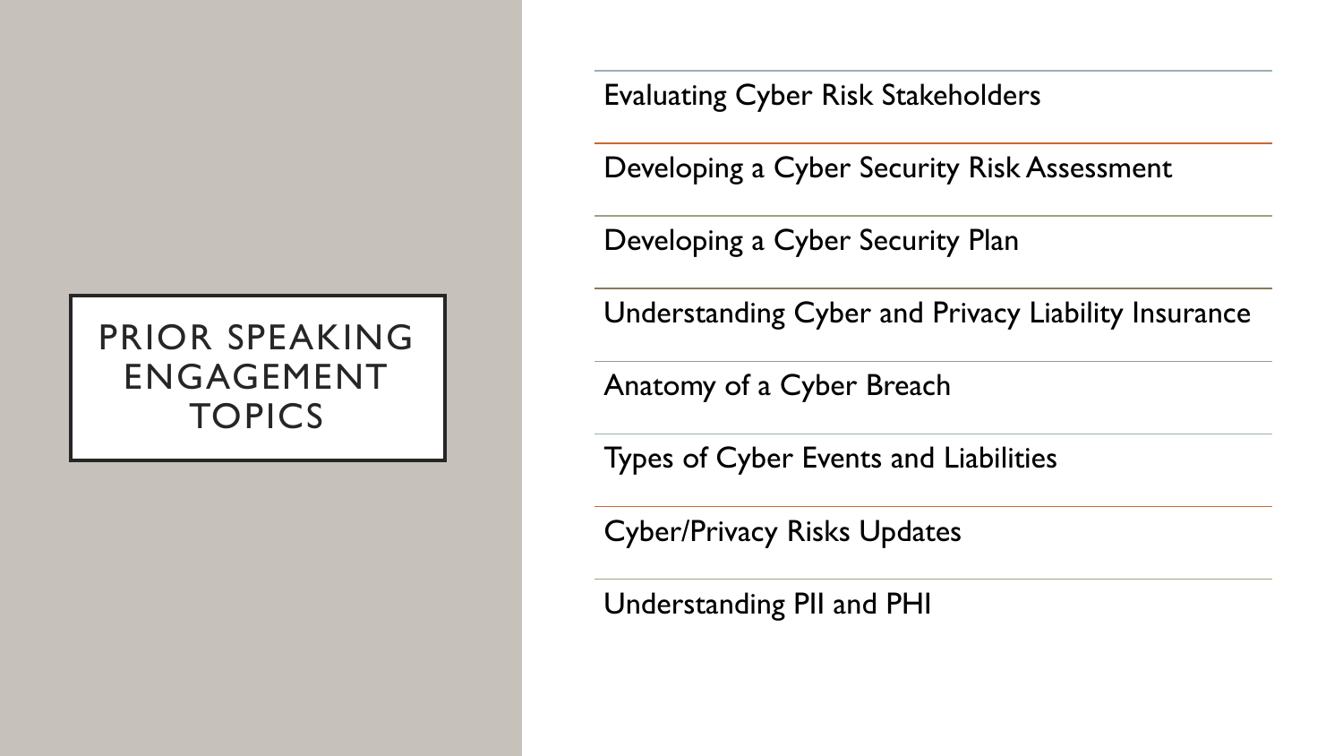# PRIOR SPEAKING ENGAGEMENT TOPICS

- Evaluating Cyber Risk Stakeholders
- Developing a Cyber Security Risk Assessment
- Developing a Cyber Security Plan
- Understanding Cyber and Privacy Liability Insurance
- Anatomy of a Cyber Breach
- Types of Cyber Events and Liabilities
- Cyber/Privacy Risks Updates
- Understanding PII and PHI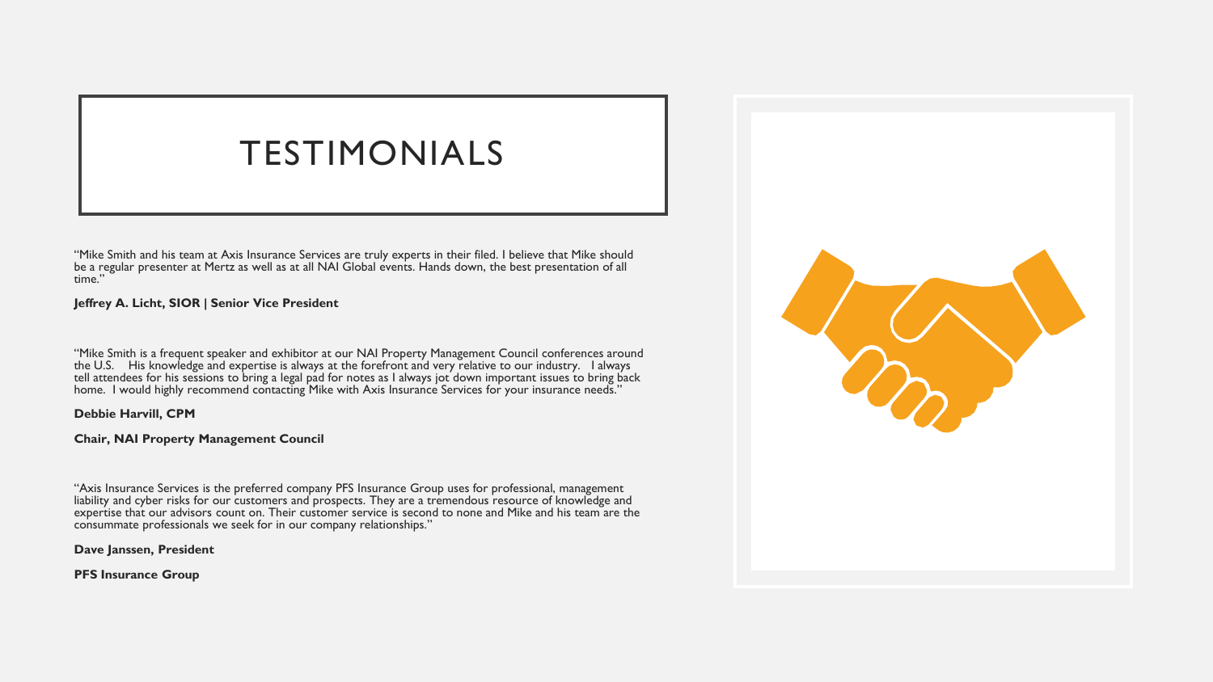# TESTIMONIALS

"Mike Smith and his team at Axis Insurance Services are truly experts in their filed. I believe that Mike should be a regular presenter at Mertz as well as at all NAI Global events. Hands down, the best presentation of all time."

**Jeffrey A. Licht, SIOR | Senior Vice President**

"Mike Smith is a frequent speaker and exhibitor at our NAI Property Management Council conferences around the U.S. His knowledge and expertise is always at the forefront and very relative to our industry. I always tell attendees for his sessions to bring a legal pad for notes as I always jot down important issues to bring back home. I would highly recommend contacting Mike with Axis Insurance Services for your insurance needs."

**Debbie Harvill, CPM**

**Chair, NAI Property Management Council**

"Axis Insurance Services is the preferred company PFS Insurance Group uses for professional, management liability and cyber risks for our customers and prospects. They are a tremendous resource of knowledge and expertise that our advisors count on. Their customer service is second to none and Mike and his team are the consummate professionals we seek for in our company relationships."

**Dave Janssen, President**

**PFS Insurance Group**